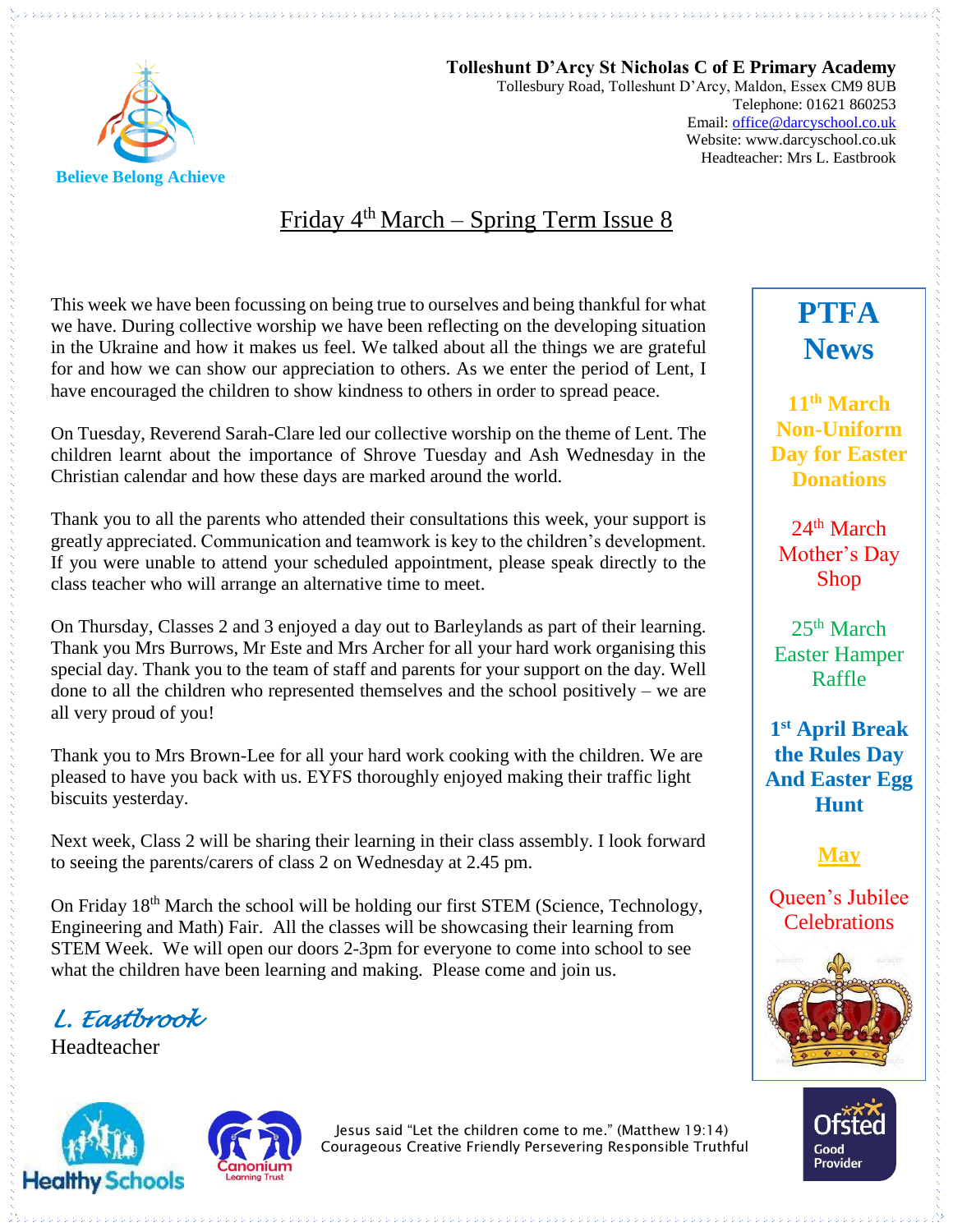**Believe Belong Achieve**

**Tolleshunt D'Arcy St Nicholas C of E Primary Academy**
Tollesbury Road, Tolleshunt D'Arcy, Maldon, Essex CM9 8UB
Telephone: 01621 860253
Email: office@darcyschool.co.uk
Website: www.darcyschool.co.uk
Headteacher: Mrs L. Eastbrook

# Friday 4th March – Spring Term Issue 8

This week we have been focussing on being true to ourselves and being thankful for what we have. During collective worship we have been reflecting on the developing situation in the Ukraine and how it makes us feel. We talked about all the things we are grateful for and how we can show our appreciation to others. As we enter the period of Lent, I have encouraged the children to show kindness to others in order to spread peace.

On Tuesday, Reverend Sarah-Clare led our collective worship on the theme of Lent. The children learnt about the importance of Shrove Tuesday and Ash Wednesday in the Christian calendar and how these days are marked around the world.

Thank you to all the parents who attended their consultations this week, your support is greatly appreciated. Communication and teamwork is key to the children's development. If you were unable to attend your scheduled appointment, please speak directly to the class teacher who will arrange an alternative time to meet.

On Thursday, Classes 2 and 3 enjoyed a day out to Barleylands as part of their learning. Thank you Mrs Burrows, Mr Este and Mrs Archer for all your hard work organising this special day. Thank you to the team of staff and parents for your support on the day. Well done to all the children who represented themselves and the school positively – we are all very proud of you!

Thank you to Mrs Brown-Lee for all your hard work cooking with the children. We are pleased to have you back with us. EYFS thoroughly enjoyed making their traffic light biscuits yesterday.

Next week, Class 2 will be sharing their learning in their class assembly. I look forward to seeing the parents/carers of class 2 on Wednesday at 2.45 pm.

On Friday 18th March the school will be holding our first STEM (Science, Technology, Engineering and Math) Fair. All the classes will be showcasing their learning from STEM Week. We will open our doors 2-3pm for everyone to come into school to see what the children have been learning and making. Please come and join us.

*L. Eastbrook*
Headteacher

## PTFA News

**11th March Non-Uniform Day for Easter Donations**

24th March Mother's Day Shop

25th March Easter Hamper Raffle

**1st April Break the Rules Day And Easter Egg Hunt**

**May**

Queen's Jubilee Celebrations

Jesus said "Let the children come to me." (Matthew 19:14)
Courageous Creative Friendly Persevering Responsible Truthful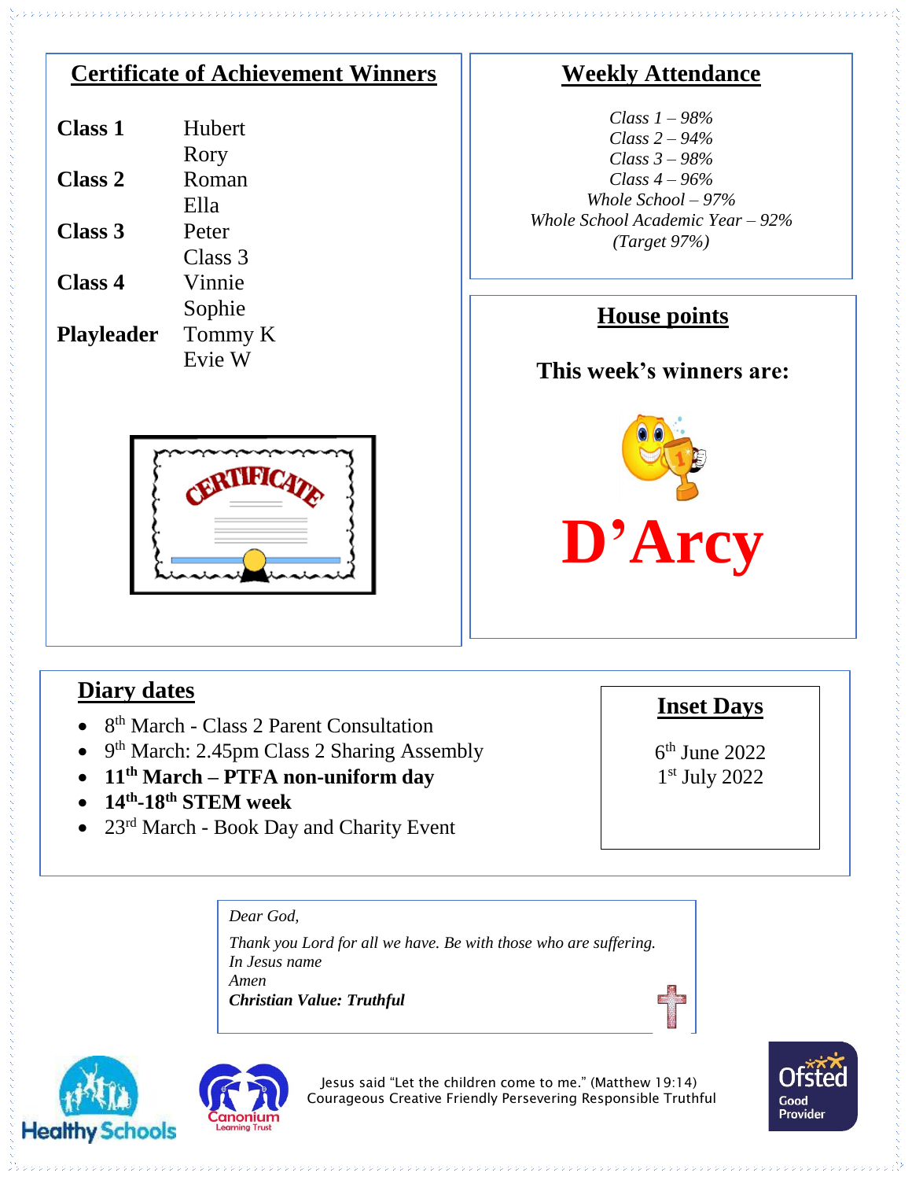## Certificate of Achievement Winners

| | |
|---|---|
| **Class 1** | Hubert |
| | Rory |
| **Class 2** | Roman |
| | Ella |
| **Class 3** | Peter |
| | Class 3 |
| **Class 4** | Vinnie |
| | Sophie |
| **Playleader** | Tommy K |
| | Evie W |

## Weekly Attendance

*Class 1 – 98%*
*Class 2 – 94%*
*Class 3 – 98%*
*Class 4 – 96%*
*Whole School – 97%*
*Whole School Academic Year – 92%*
*(Target 97%)*

## House points

**This week's winners are:**

# D'Arcy

## Diary dates

- 8th March - Class 2 Parent Consultation
- 9th March: 2.45pm Class 2 Sharing Assembly
- **11th March – PTFA non-uniform day**
- **14th-18th STEM week**
- 23rd March - Book Day and Charity Event

### Inset Days

6th June 2022
1st July 2022

*Dear God,*

*Thank you Lord for all we have. Be with those who are suffering.*
*In Jesus name*
*Amen*
***Christian Value: Truthful***

Jesus said "Let the children come to me." (Matthew 19:14)
Courageous Creative Friendly Persevering Responsible Truthful